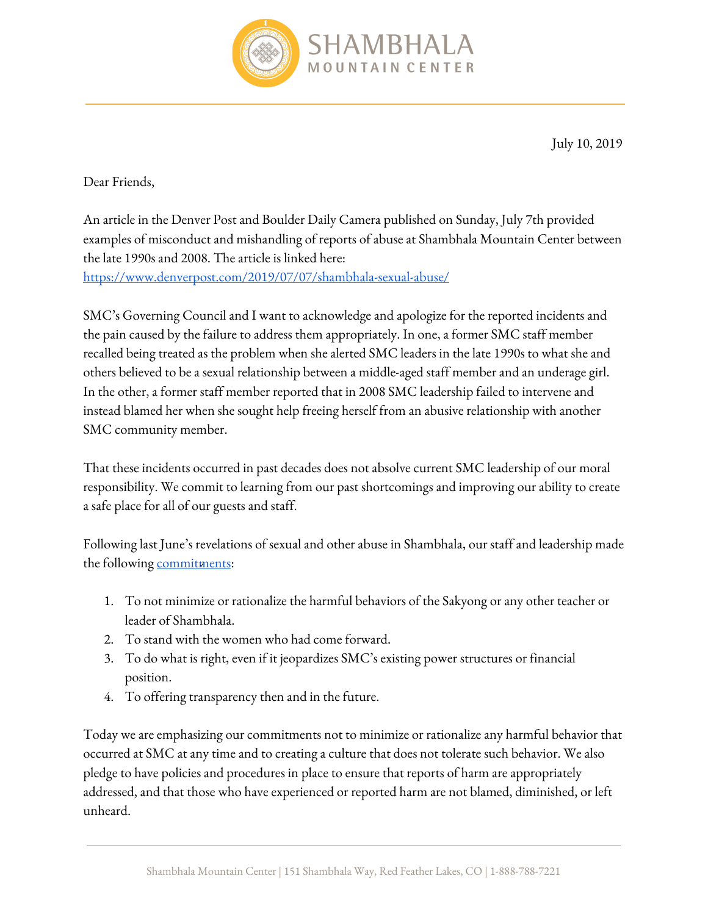SHAMBHALA
MOUNTAIN CENTER

July 10, 2019

Dear Friends,

An article in the Denver Post and Boulder Daily Camera published on Sunday, July 7th provided examples of misconduct and mishandling of reports of abuse at Shambhala Mountain Center between the late 1990s and 2008. The article is linked here: https://www.denverpost.com/2019/07/07/shambhala-sexual-abuse/

SMC's Governing Council and I want to acknowledge and apologize for the reported incidents and the pain caused by the failure to address them appropriately. In one, a former SMC staff member recalled being treated as the problem when she alerted SMC leaders in the late 1990s to what she and others believed to be a sexual relationship between a middle-aged staff member and an underage girl. In the other, a former staff member reported that in 2008 SMC leadership failed to intervene and instead blamed her when she sought help freeing herself from an abusive relationship with another SMC community member.

That these incidents occurred in past decades does not absolve current SMC leadership of our moral responsibility. We commit to learning from our past shortcomings and improving our ability to create a safe place for all of our guests and staff.

Following last June's revelations of sexual and other abuse in Shambhala, our staff and leadership made the following commitments:

1. To not minimize or rationalize the harmful behaviors of the Sakyong or any other teacher or leader of Shambhala.
2. To stand with the women who had come forward.
3. To do what is right, even if it jeopardizes SMC's existing power structures or financial position.
4. To offering transparency then and in the future.

Today we are emphasizing our commitments not to minimize or rationalize any harmful behavior that occurred at SMC at any time and to creating a culture that does not tolerate such behavior. We also pledge to have policies and procedures in place to ensure that reports of harm are appropriately addressed, and that those who have experienced or reported harm are not blamed, diminished, or left unheard.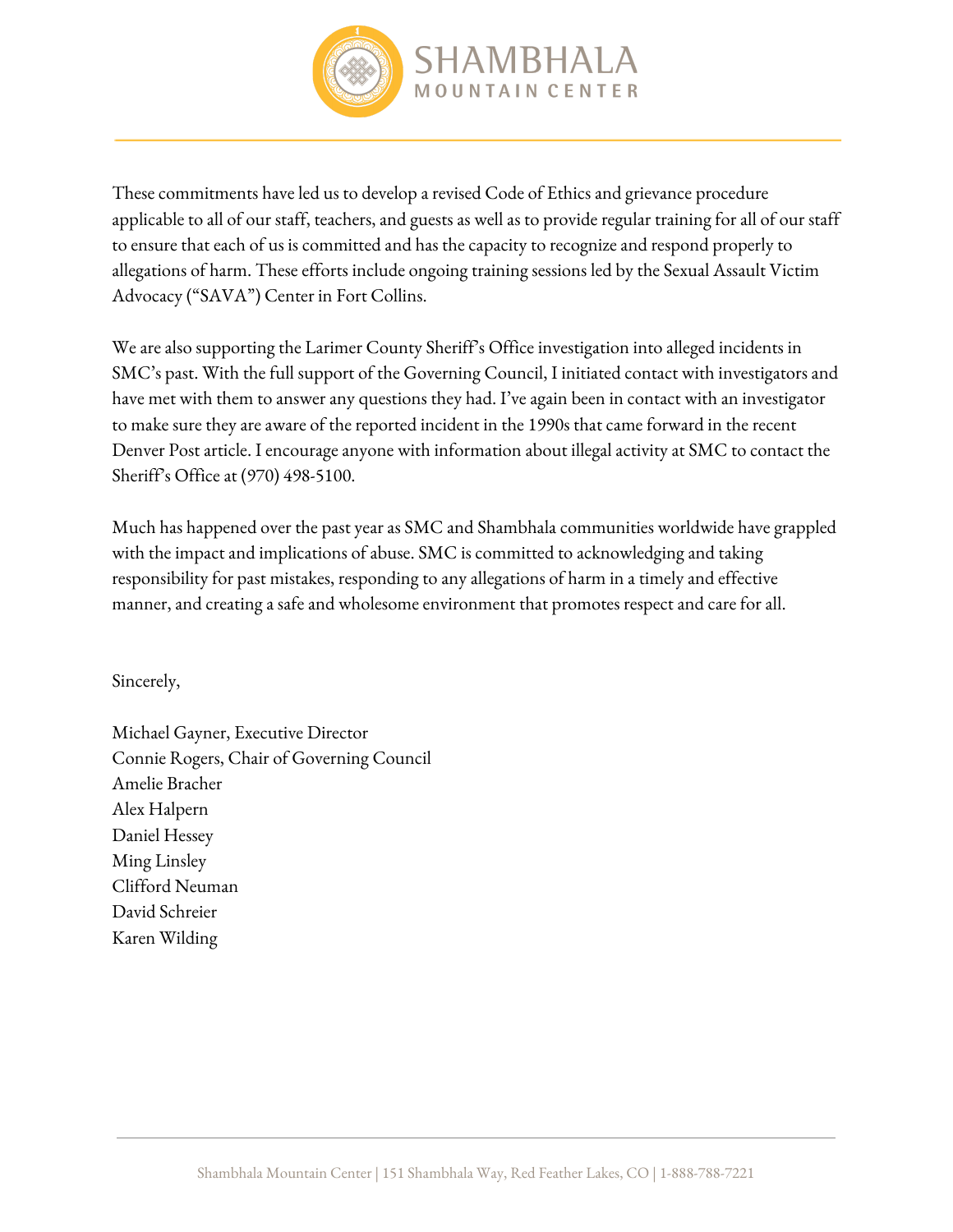These commitments have led us to develop a revised Code of Ethics and grievance procedure applicable to all of our staff, teachers, and guests as well as to provide regular training for all of our staff to ensure that each of us is committed and has the capacity to recognize and respond properly to allegations of harm. These efforts include ongoing training sessions led by the Sexual Assault Victim Advocacy ("SAVA") Center in Fort Collins.

We are also supporting the Larimer County Sheriff's Office investigation into alleged incidents in SMC's past. With the full support of the Governing Council, I initiated contact with investigators and have met with them to answer any questions they had. I've again been in contact with an investigator to make sure they are aware of the reported incident in the 1990s that came forward in the recent Denver Post article. I encourage anyone with information about illegal activity at SMC to contact the Sheriff's Office at (970) 498-5100.

Much has happened over the past year as SMC and Shambhala communities worldwide have grappled with the impact and implications of abuse. SMC is committed to acknowledging and taking responsibility for past mistakes, responding to any allegations of harm in a timely and effective manner, and creating a safe and wholesome environment that promotes respect and care for all.

Sincerely,

Michael Gayner, Executive Director
Connie Rogers, Chair of Governing Council
Amelie Bracher
Alex Halpern
Daniel Hessey
Ming Linsley
Clifford Neuman
David Schreier
Karen Wilding